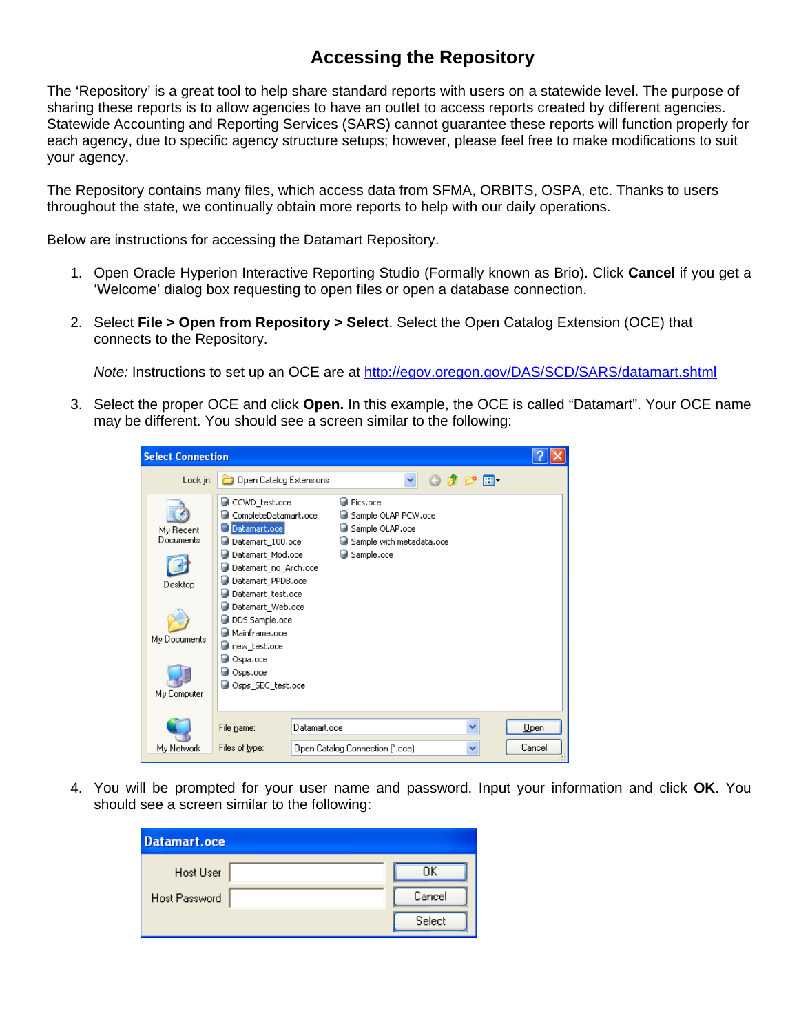# Accessing the Repository

The 'Repository' is a great tool to help share standard reports with users on a statewide level. The purpose of sharing these reports is to allow agencies to have an outlet to access reports created by different agencies. Statewide Accounting and Reporting Services (SARS) cannot guarantee these reports will function properly for each agency, due to specific agency structure setups; however, please feel free to make modifications to suit your agency.

The Repository contains many files, which access data from SFMA, ORBITS, OSPA, etc. Thanks to users throughout the state, we continually obtain more reports to help with our daily operations.

Below are instructions for accessing the Datamart Repository.

1. Open Oracle Hyperion Interactive Reporting Studio (Formally known as Brio). Click **Cancel** if you get a 'Welcome' dialog box requesting to open files or open a database connection.

2. Select **File > Open from Repository > Select**. Select the Open Catalog Extension (OCE) that connects to the Repository.

   *Note:* Instructions to set up an OCE are at http://egov.oregon.gov/DAS/SCD/SARS/datamart.shtml

3. Select the proper OCE and click **Open.** In this example, the OCE is called "Datamart". Your OCE name may be different. You should see a screen similar to the following:

4. You will be prompted for your user name and password. Input your information and click **OK**. You should see a screen similar to the following: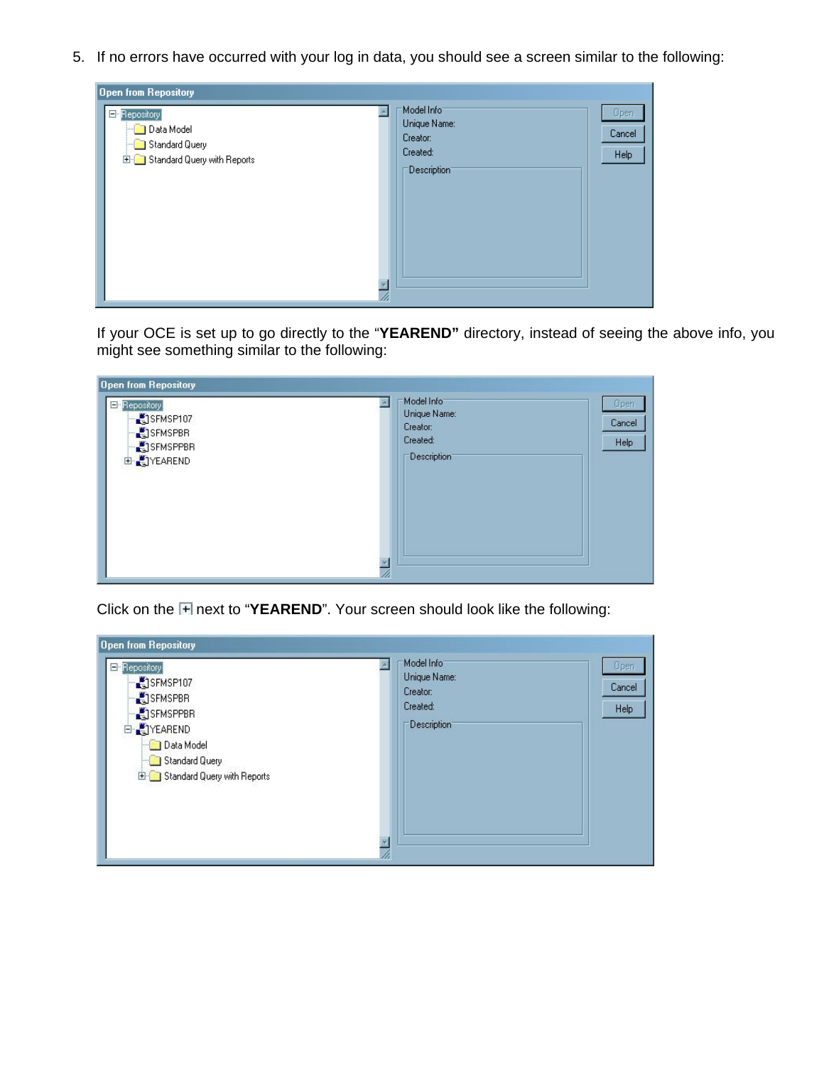5. If no errors have occurred with your log in data, you should see a screen similar to the following:

If your OCE is set up to go directly to the "**YEAREND"** directory, instead of seeing the above info, you might see something similar to the following:

Click on the ⊞ next to "**YEAREND**". Your screen should look like the following: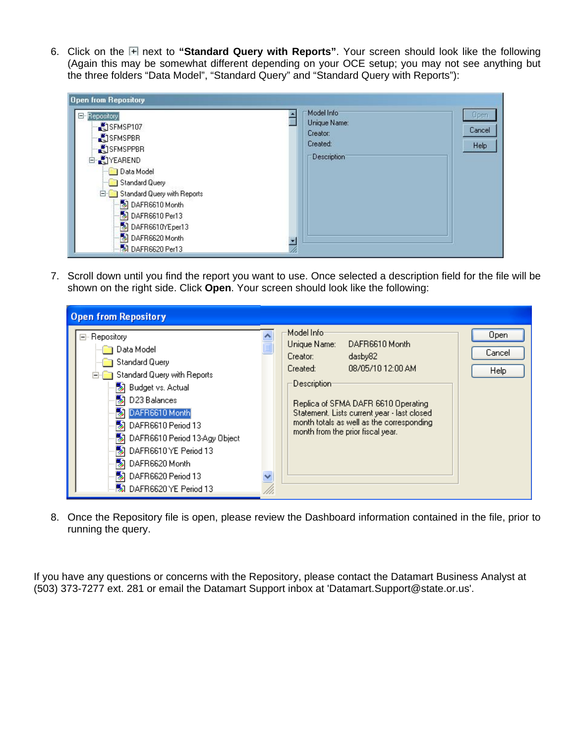6. Click on the ⊞ next to **"Standard Query with Reports"**. Your screen should look like the following (Again this may be somewhat different depending on your OCE setup; you may not see anything but the three folders "Data Model", "Standard Query" and "Standard Query with Reports"):

7. Scroll down until you find the report you want to use. Once selected a description field for the file will be shown on the right side. Click **Open**. Your screen should look like the following:

8. Once the Repository file is open, please review the Dashboard information contained in the file, prior to running the query.

If you have any questions or concerns with the Repository, please contact the Datamart Business Analyst at (503) 373-7277 ext. 281 or email the Datamart Support inbox at 'Datamart.Support@state.or.us'.